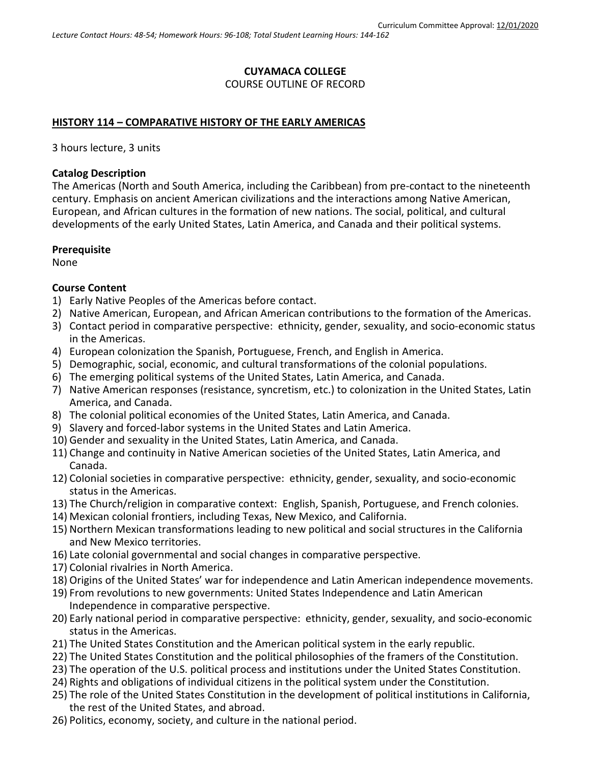Curriculum Committee Approval: 12/01/2020

*Lecture Contact Hours: 48-54; Homework Hours: 96-108; Total Student Learning Hours: 144-162*

**CUYAMACA COLLEGE**

COURSE OUTLINE OF RECORD

**HISTORY 114 – COMPARATIVE HISTORY OF THE EARLY AMERICAS**

3 hours lecture, 3 units

### Catalog Description

The Americas (North and South America, including the Caribbean) from pre-contact to the nineteenth century. Emphasis on ancient American civilizations and the interactions among Native American, European, and African cultures in the formation of new nations. The social, political, and cultural developments of the early United States, Latin America, and Canada and their political systems.

### Prerequisite

None

### Course Content

1) Early Native Peoples of the Americas before contact.
2) Native American, European, and African American contributions to the formation of the Americas.
3) Contact period in comparative perspective: ethnicity, gender, sexuality, and socio-economic status in the Americas.
4) European colonization the Spanish, Portuguese, French, and English in America.
5) Demographic, social, economic, and cultural transformations of the colonial populations.
6) The emerging political systems of the United States, Latin America, and Canada.
7) Native American responses (resistance, syncretism, etc.) to colonization in the United States, Latin America, and Canada.
8) The colonial political economies of the United States, Latin America, and Canada.
9) Slavery and forced-labor systems in the United States and Latin America.
10) Gender and sexuality in the United States, Latin America, and Canada.
11) Change and continuity in Native American societies of the United States, Latin America, and Canada.
12) Colonial societies in comparative perspective: ethnicity, gender, sexuality, and socio-economic status in the Americas.
13) The Church/religion in comparative context: English, Spanish, Portuguese, and French colonies.
14) Mexican colonial frontiers, including Texas, New Mexico, and California.
15) Northern Mexican transformations leading to new political and social structures in the California and New Mexico territories.
16) Late colonial governmental and social changes in comparative perspective.
17) Colonial rivalries in North America.
18) Origins of the United States' war for independence and Latin American independence movements.
19) From revolutions to new governments: United States Independence and Latin American Independence in comparative perspective.
20) Early national period in comparative perspective: ethnicity, gender, sexuality, and socio-economic status in the Americas.
21) The United States Constitution and the American political system in the early republic.
22) The United States Constitution and the political philosophies of the framers of the Constitution.
23) The operation of the U.S. political process and institutions under the United States Constitution.
24) Rights and obligations of individual citizens in the political system under the Constitution.
25) The role of the United States Constitution in the development of political institutions in California, the rest of the United States, and abroad.
26) Politics, economy, society, and culture in the national period.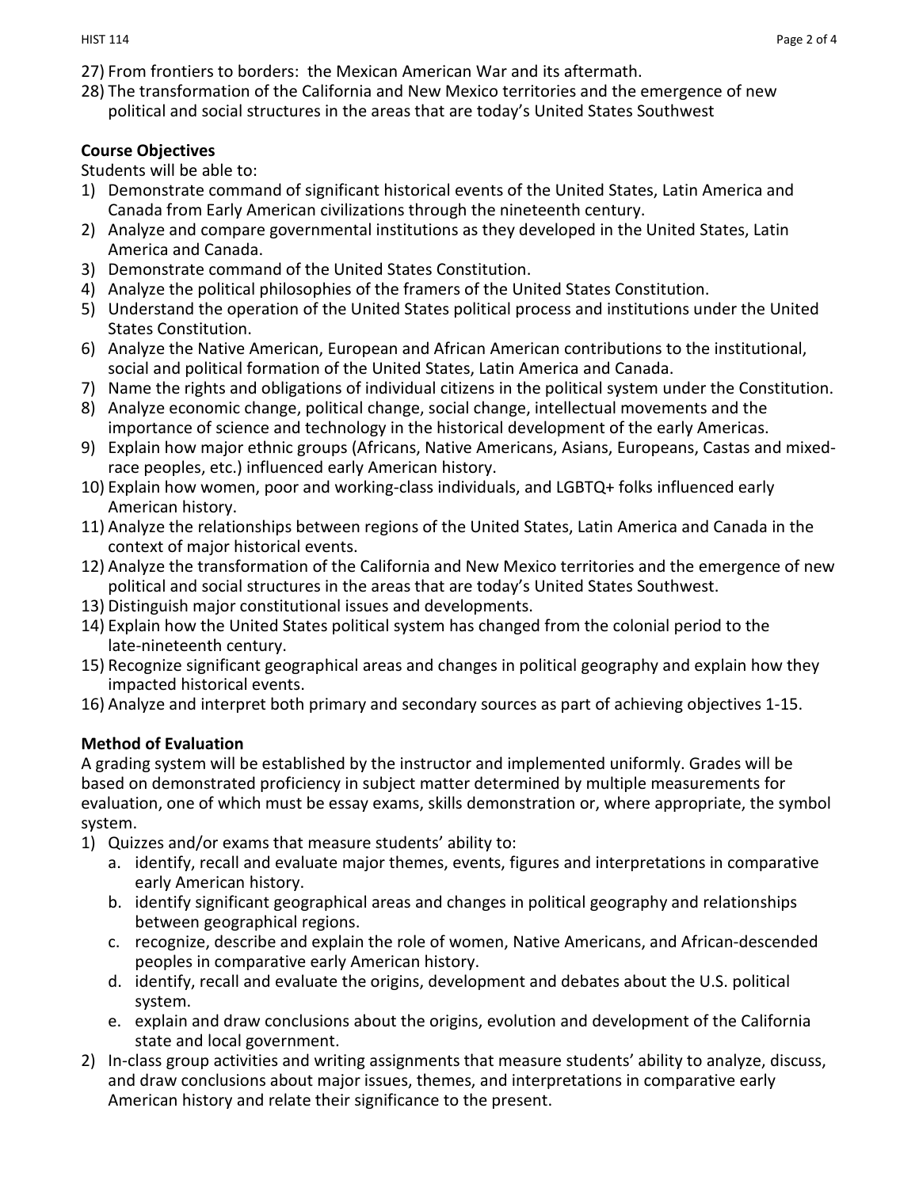27) From frontiers to borders: the Mexican American War and its aftermath.
28) The transformation of the California and New Mexico territories and the emergence of new political and social structures in the areas that are today's United States Southwest

**Course Objectives**

Students will be able to:

1) Demonstrate command of significant historical events of the United States, Latin America and Canada from Early American civilizations through the nineteenth century.
2) Analyze and compare governmental institutions as they developed in the United States, Latin America and Canada.
3) Demonstrate command of the United States Constitution.
4) Analyze the political philosophies of the framers of the United States Constitution.
5) Understand the operation of the United States political process and institutions under the United States Constitution.
6) Analyze the Native American, European and African American contributions to the institutional, social and political formation of the United States, Latin America and Canada.
7) Name the rights and obligations of individual citizens in the political system under the Constitution.
8) Analyze economic change, political change, social change, intellectual movements and the importance of science and technology in the historical development of the early Americas.
9) Explain how major ethnic groups (Africans, Native Americans, Asians, Europeans, Castas and mixed-race peoples, etc.) influenced early American history.
10) Explain how women, poor and working-class individuals, and LGBTQ+ folks influenced early American history.
11) Analyze the relationships between regions of the United States, Latin America and Canada in the context of major historical events.
12) Analyze the transformation of the California and New Mexico territories and the emergence of new political and social structures in the areas that are today's United States Southwest.
13) Distinguish major constitutional issues and developments.
14) Explain how the United States political system has changed from the colonial period to the late-nineteenth century.
15) Recognize significant geographical areas and changes in political geography and explain how they impacted historical events.
16) Analyze and interpret both primary and secondary sources as part of achieving objectives 1-15.

**Method of Evaluation**

A grading system will be established by the instructor and implemented uniformly. Grades will be based on demonstrated proficiency in subject matter determined by multiple measurements for evaluation, one of which must be essay exams, skills demonstration or, where appropriate, the symbol system.

1) Quizzes and/or exams that measure students' ability to:
   a. identify, recall and evaluate major themes, events, figures and interpretations in comparative early American history.
   b. identify significant geographical areas and changes in political geography and relationships between geographical regions.
   c. recognize, describe and explain the role of women, Native Americans, and African-descended peoples in comparative early American history.
   d. identify, recall and evaluate the origins, development and debates about the U.S. political system.
   e. explain and draw conclusions about the origins, evolution and development of the California state and local government.
2) In-class group activities and writing assignments that measure students' ability to analyze, discuss, and draw conclusions about major issues, themes, and interpretations in comparative early American history and relate their significance to the present.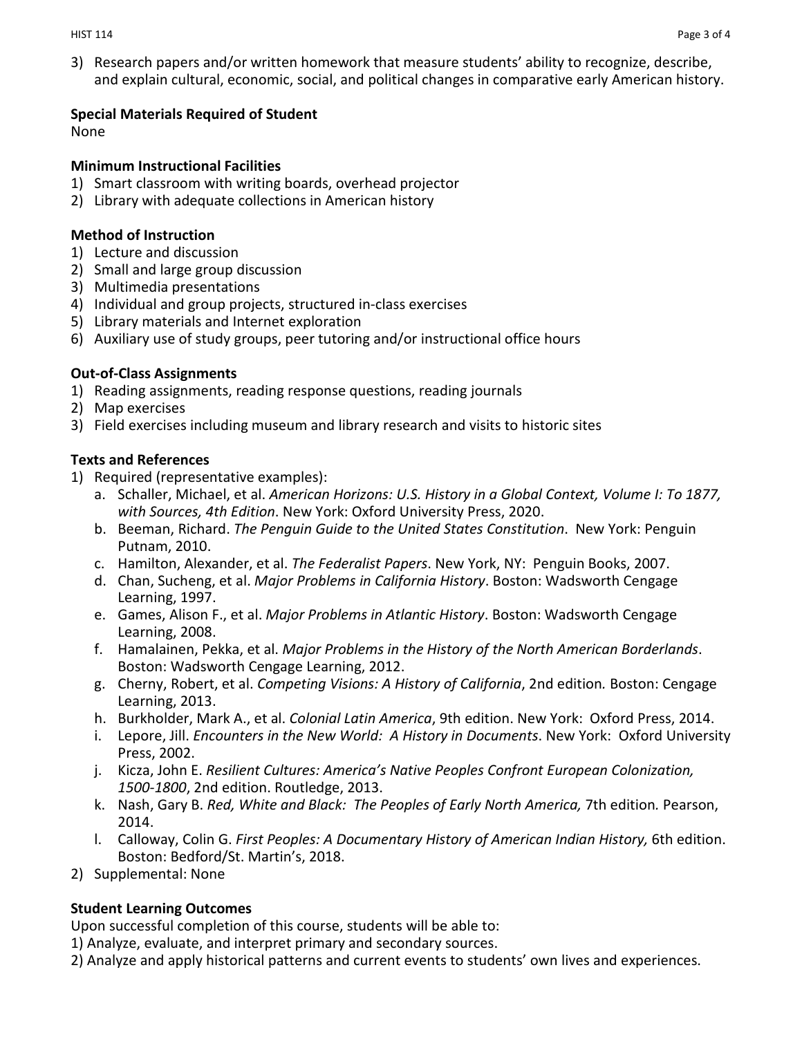3) Research papers and/or written homework that measure students' ability to recognize, describe, and explain cultural, economic, social, and political changes in comparative early American history.

**Special Materials Required of Student**

None

**Minimum Instructional Facilities**

1) Smart classroom with writing boards, overhead projector
2) Library with adequate collections in American history

**Method of Instruction**

1) Lecture and discussion
2) Small and large group discussion
3) Multimedia presentations
4) Individual and group projects, structured in-class exercises
5) Library materials and Internet exploration
6) Auxiliary use of study groups, peer tutoring and/or instructional office hours

**Out-of-Class Assignments**

1) Reading assignments, reading response questions, reading journals
2) Map exercises
3) Field exercises including museum and library research and visits to historic sites

**Texts and References**

1) Required (representative examples):
   a. Schaller, Michael, et al. *American Horizons: U.S. History in a Global Context, Volume I: To 1877, with Sources, 4th Edition*. New York: Oxford University Press, 2020.
   b. Beeman, Richard. *The Penguin Guide to the United States Constitution*. New York: Penguin Putnam, 2010.
   c. Hamilton, Alexander, et al. *The Federalist Papers*. New York, NY: Penguin Books, 2007.
   d. Chan, Sucheng, et al. *Major Problems in California History*. Boston: Wadsworth Cengage Learning, 1997.
   e. Games, Alison F., et al. *Major Problems in Atlantic History*. Boston: Wadsworth Cengage Learning, 2008.
   f. Hamalainen, Pekka, et al. *Major Problems in the History of the North American Borderlands*. Boston: Wadsworth Cengage Learning, 2012.
   g. Cherny, Robert, et al. *Competing Visions: A History of California*, 2nd edition*.* Boston: Cengage Learning, 2013.
   h. Burkholder, Mark A., et al. *Colonial Latin America*, 9th edition. New York: Oxford Press, 2014.
   i. Lepore, Jill. *Encounters in the New World: A History in Documents*. New York: Oxford University Press, 2002.
   j. Kicza, John E. *Resilient Cultures: America's Native Peoples Confront European Colonization, 1500-1800*, 2nd edition. Routledge, 2013.
   k. Nash, Gary B. *Red, White and Black: The Peoples of Early North America,* 7th edition*.* Pearson, 2014.
   l. Calloway, Colin G. *First Peoples: A Documentary History of American Indian History,* 6th edition. Boston: Bedford/St. Martin's, 2018.
2) Supplemental: None

**Student Learning Outcomes**

Upon successful completion of this course, students will be able to:

1) Analyze, evaluate, and interpret primary and secondary sources.
2) Analyze and apply historical patterns and current events to students' own lives and experiences.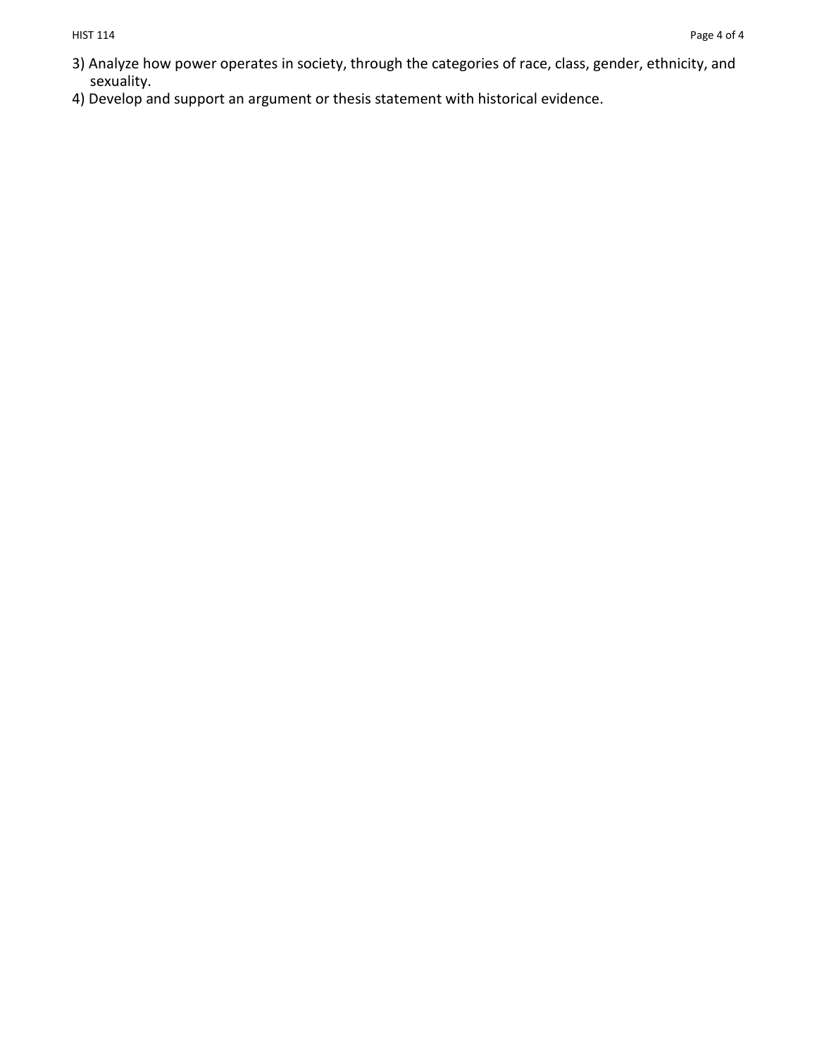3) Analyze how power operates in society, through the categories of race, class, gender, ethnicity, and sexuality.
4) Develop and support an argument or thesis statement with historical evidence.